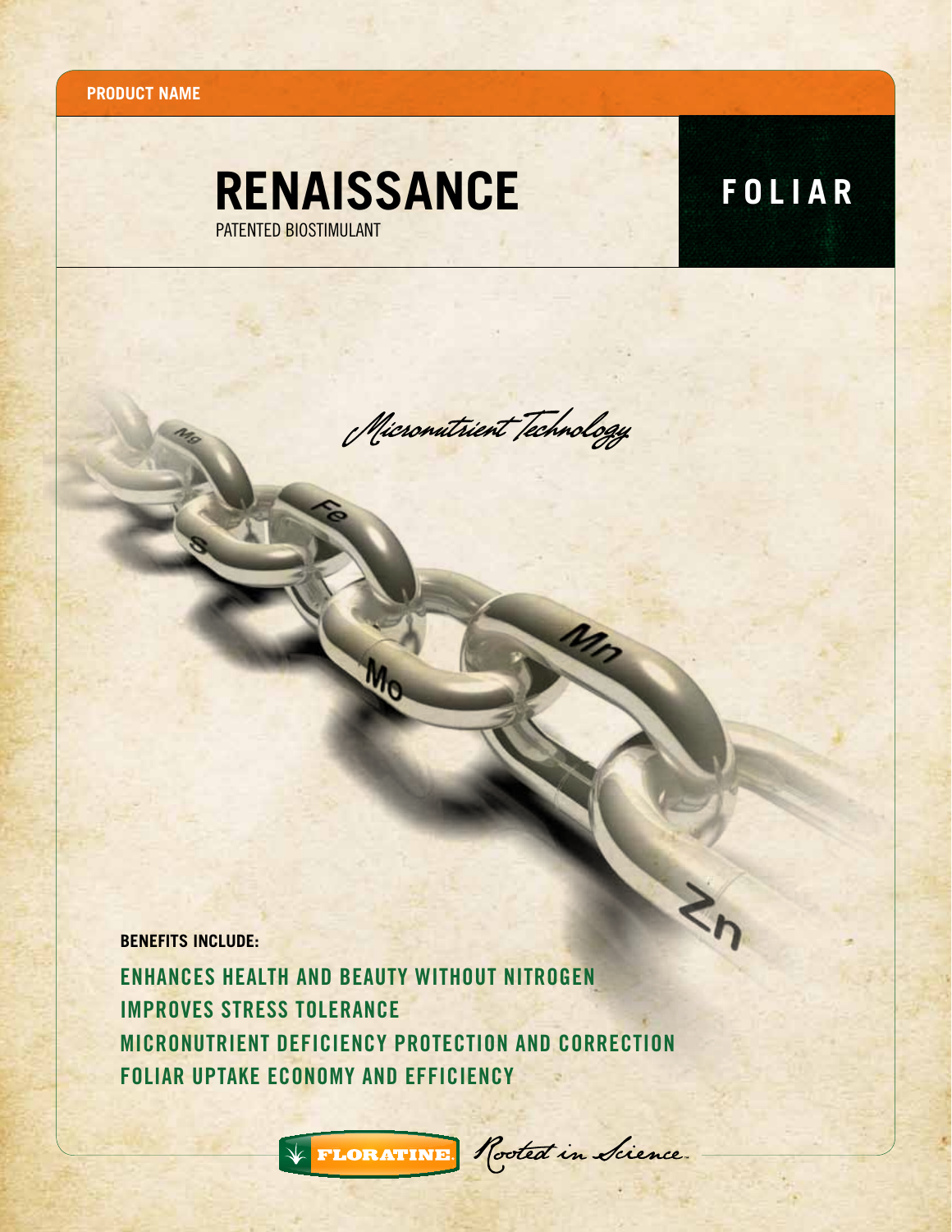**PRODUCT NAME**

# RENAISSANCE

PATENTED BIOSTIMULANT

## FOLIAR

*Micronutrient Technology*

**BENEFITS INCLUDE:**

**ENHANCES HEALTH AND BEAUTY WITHOUT NITROGEN**
**IMPROVES STRESS TOLERANCE**
**MICRONUTRIENT DEFICIENCY PROTECTION AND CORRECTION**
**FOLIAR UPTAKE ECONOMY AND EFFICIENCY**

FLORATINE *Rooted in Science*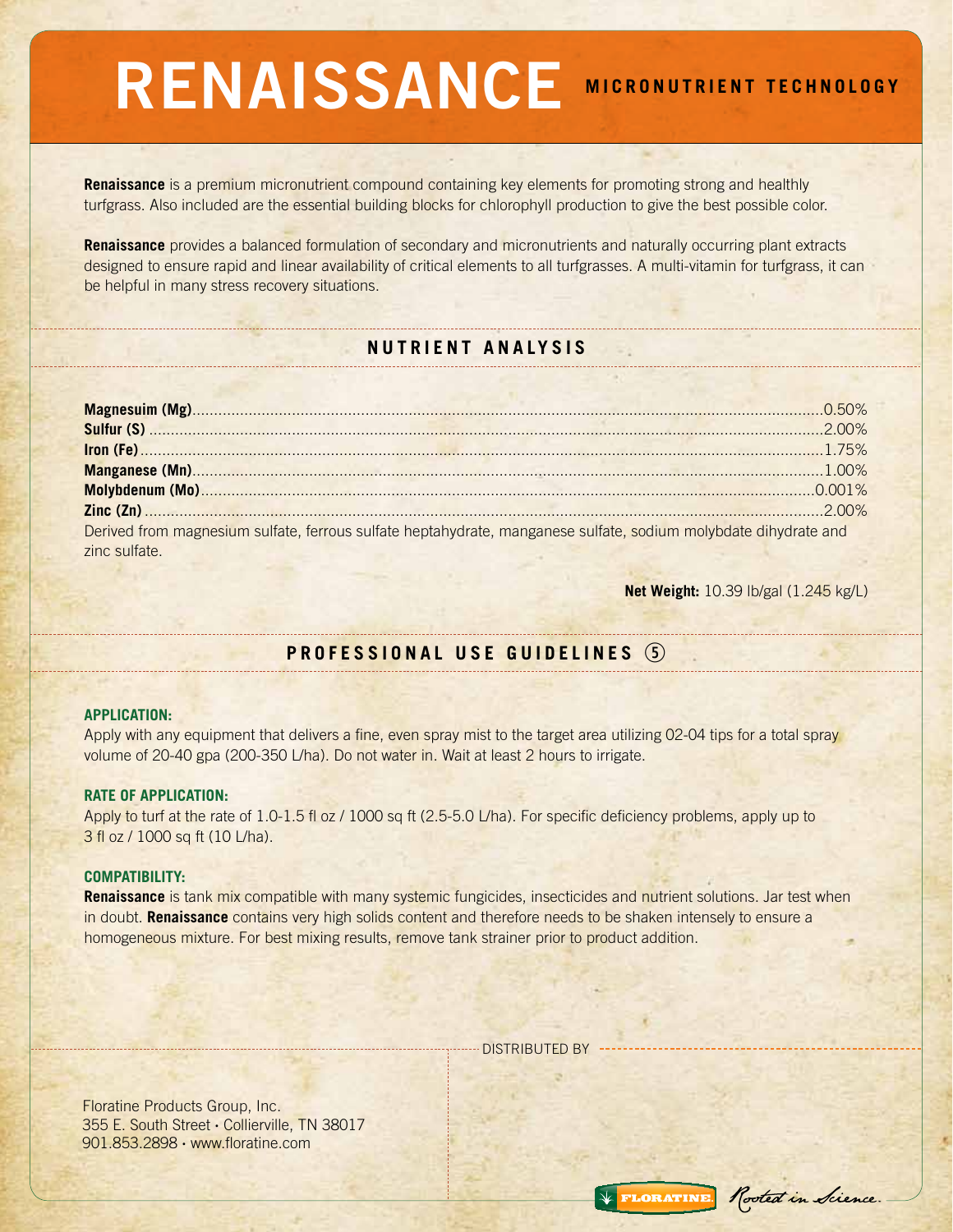# RENAISSANCE MICRONUTRIENT TECHNOLOGY

**Renaissance** is a premium micronutrient compound containing key elements for promoting strong and healthly turfgrass. Also included are the essential building blocks for chlorophyll production to give the best possible color.

**Renaissance** provides a balanced formulation of secondary and micronutrients and naturally occurring plant extracts designed to ensure rapid and linear availability of critical elements to all turfgrasses. A multi-vitamin for turfgrass, it can be helpful in many stress recovery situations.

## NUTRIENT ANALYSIS

| | |
|---|---|
| **Magnesuim (Mg)** | 0.50% |
| **Sulfur (S)** | 2.00% |
| **Iron (Fe)** | 1.75% |
| **Manganese (Mn)** | 1.00% |
| **Molybdenum (Mo)** | 0.001% |
| **Zinc (Zn)** | 2.00% |

Derived from magnesium sulfate, ferrous sulfate heptahydrate, manganese sulfate, sodium molybdate dihydrate and zinc sulfate.

**Net Weight:** 10.39 lb/gal (1.245 kg/L)

## PROFESSIONAL USE GUIDELINES ⑤

### APPLICATION:

Apply with any equipment that delivers a fine, even spray mist to the target area utilizing 02-04 tips for a total spray volume of 20-40 gpa (200-350 L/ha). Do not water in. Wait at least 2 hours to irrigate.

### RATE OF APPLICATION:

Apply to turf at the rate of 1.0-1.5 fl oz / 1000 sq ft (2.5-5.0 L/ha). For specific deficiency problems, apply up to 3 fl oz / 1000 sq ft (10 L/ha).

### COMPATIBILITY:

**Renaissance** is tank mix compatible with many systemic fungicides, insecticides and nutrient solutions. Jar test when in doubt. **Renaissance** contains very high solids content and therefore needs to be shaken intensely to ensure a homogeneous mixture. For best mixing results, remove tank strainer prior to product addition.

DISTRIBUTED BY

Floratine Products Group, Inc.
355 E. South Street • Collierville, TN 38017
901.853.2898 • www.floratine.com

FLORATINE *Rooted in Science.*